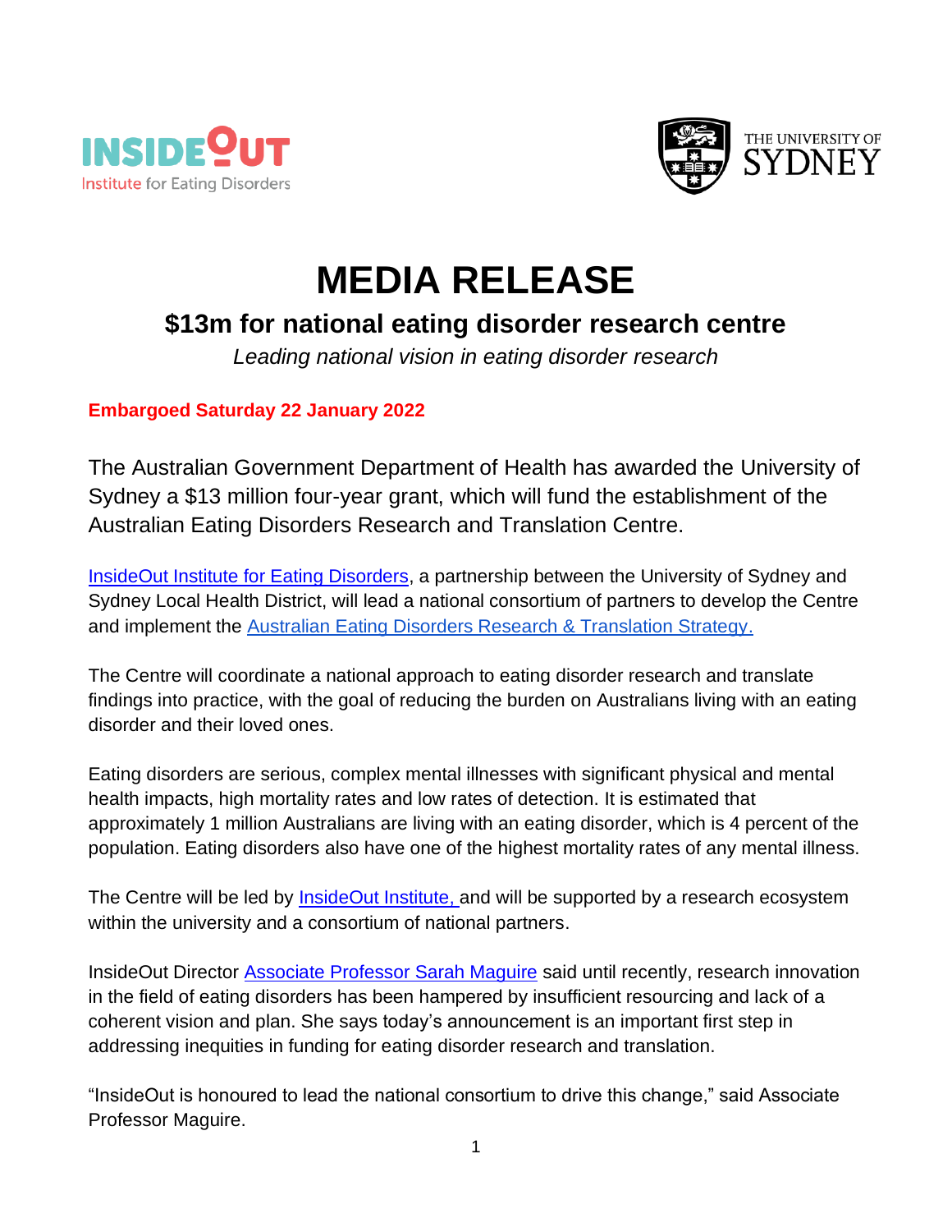# MEDIA RELEASE

## $13m for national eating disorder research centre

*Leading national vision in eating disorder research*

**Embargoed Saturday 22 January 2022**

The Australian Government Department of Health has awarded the University of Sydney a $13 million four-year grant, which will fund the establishment of the Australian Eating Disorders Research and Translation Centre.

InsideOut Institute for Eating Disorders, a partnership between the University of Sydney and Sydney Local Health District, will lead a national consortium of partners to develop the Centre and implement the Australian Eating Disorders Research & Translation Strategy.

The Centre will coordinate a national approach to eating disorder research and translate findings into practice, with the goal of reducing the burden on Australians living with an eating disorder and their loved ones.

Eating disorders are serious, complex mental illnesses with significant physical and mental health impacts, high mortality rates and low rates of detection. It is estimated that approximately 1 million Australians are living with an eating disorder, which is 4 percent of the population. Eating disorders also have one of the highest mortality rates of any mental illness.

The Centre will be led by InsideOut Institute, and will be supported by a research ecosystem within the university and a consortium of national partners.

InsideOut Director Associate Professor Sarah Maguire said until recently, research innovation in the field of eating disorders has been hampered by insufficient resourcing and lack of a coherent vision and plan. She says today's announcement is an important first step in addressing inequities in funding for eating disorder research and translation.

"InsideOut is honoured to lead the national consortium to drive this change," said Associate Professor Maguire.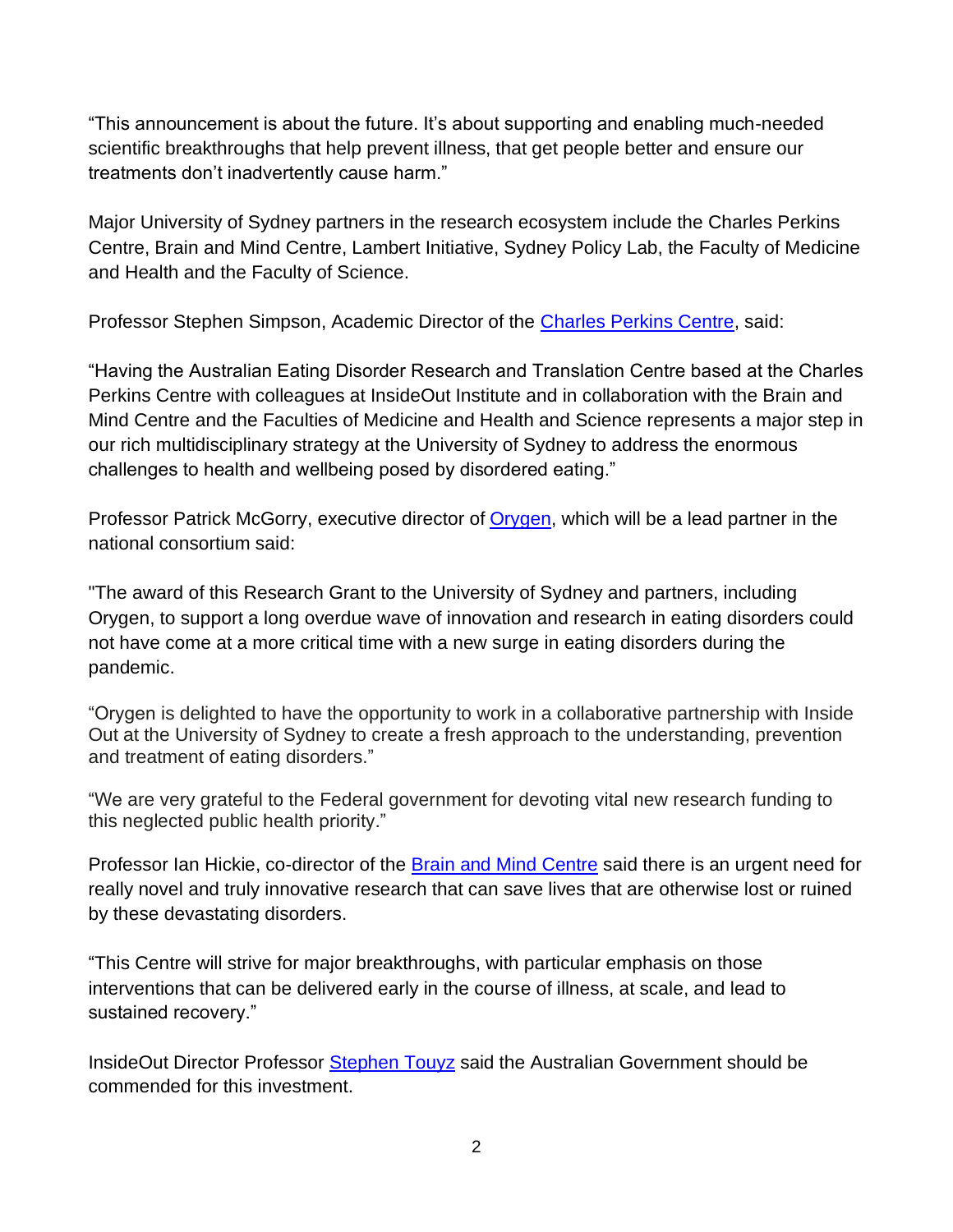"This announcement is about the future. It's about supporting and enabling much-needed scientific breakthroughs that help prevent illness, that get people better and ensure our treatments don't inadvertently cause harm."

Major University of Sydney partners in the research ecosystem include the Charles Perkins Centre, Brain and Mind Centre, Lambert Initiative, Sydney Policy Lab, the Faculty of Medicine and Health and the Faculty of Science.

Professor Stephen Simpson, Academic Director of the Charles Perkins Centre, said:

"Having the Australian Eating Disorder Research and Translation Centre based at the Charles Perkins Centre with colleagues at InsideOut Institute and in collaboration with the Brain and Mind Centre and the Faculties of Medicine and Health and Science represents a major step in our rich multidisciplinary strategy at the University of Sydney to address the enormous challenges to health and wellbeing posed by disordered eating."

Professor Patrick McGorry, executive director of Orygen, which will be a lead partner in the national consortium said:

"The award of this Research Grant to the University of Sydney and partners, including Orygen, to support a long overdue wave of innovation and research in eating disorders could not have come at a more critical time with a new surge in eating disorders during the pandemic.

"Orygen is delighted to have the opportunity to work in a collaborative partnership with Inside Out at the University of Sydney to create a fresh approach to the understanding, prevention and treatment of eating disorders."

"We are very grateful to the Federal government for devoting vital new research funding to this neglected public health priority."

Professor Ian Hickie, co-director of the Brain and Mind Centre said there is an urgent need for really novel and truly innovative research that can save lives that are otherwise lost or ruined by these devastating disorders.

"This Centre will strive for major breakthroughs, with particular emphasis on those interventions that can be delivered early in the course of illness, at scale, and lead to sustained recovery."

InsideOut Director Professor Stephen Touyz said the Australian Government should be commended for this investment.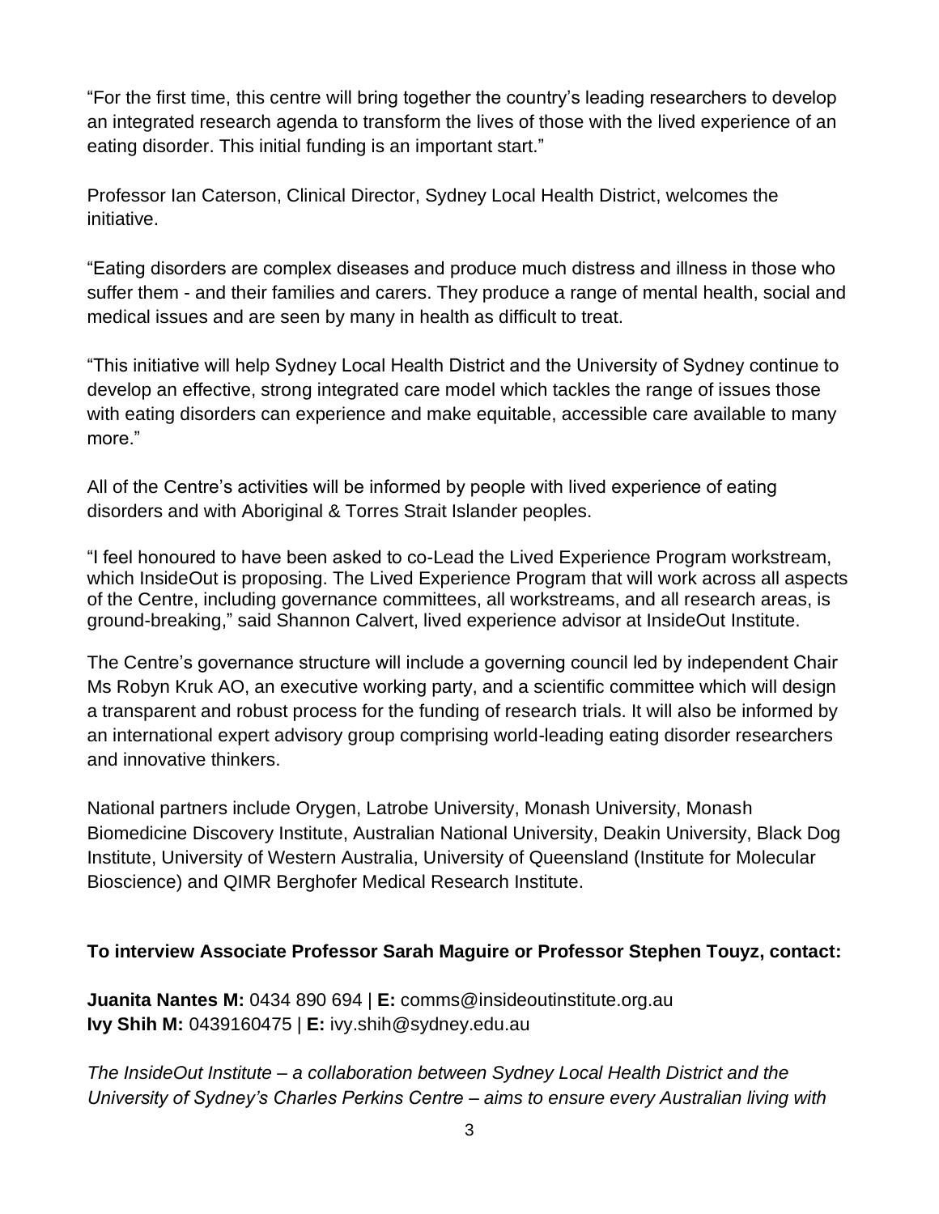"For the first time, this centre will bring together the country's leading researchers to develop an integrated research agenda to transform the lives of those with the lived experience of an eating disorder. This initial funding is an important start."

Professor Ian Caterson, Clinical Director, Sydney Local Health District, welcomes the initiative.

"Eating disorders are complex diseases and produce much distress and illness in those who suffer them - and their families and carers. They produce a range of mental health, social and medical issues and are seen by many in health as difficult to treat.

"This initiative will help Sydney Local Health District and the University of Sydney continue to develop an effective, strong integrated care model which tackles the range of issues those with eating disorders can experience and make equitable, accessible care available to many more."

All of the Centre's activities will be informed by people with lived experience of eating disorders and with Aboriginal & Torres Strait Islander peoples.

"I feel honoured to have been asked to co-Lead the Lived Experience Program workstream, which InsideOut is proposing. The Lived Experience Program that will work across all aspects of the Centre, including governance committees, all workstreams, and all research areas, is ground-breaking," said Shannon Calvert, lived experience advisor at InsideOut Institute.

The Centre's governance structure will include a governing council led by independent Chair Ms Robyn Kruk AO, an executive working party, and a scientific committee which will design a transparent and robust process for the funding of research trials. It will also be informed by an international expert advisory group comprising world-leading eating disorder researchers and innovative thinkers.

National partners include Orygen, Latrobe University, Monash University, Monash Biomedicine Discovery Institute, Australian National University, Deakin University, Black Dog Institute, University of Western Australia, University of Queensland (Institute for Molecular Bioscience) and QIMR Berghofer Medical Research Institute.

**To interview Associate Professor Sarah Maguire or Professor Stephen Touyz, contact:**

**Juanita Nantes M:** 0434 890 694 | **E:** comms@insideoutinstitute.org.au
**Ivy Shih M:** 0439160475 | **E:** ivy.shih@sydney.edu.au

*The InsideOut Institute – a collaboration between Sydney Local Health District and the University of Sydney's Charles Perkins Centre – aims to ensure every Australian living with*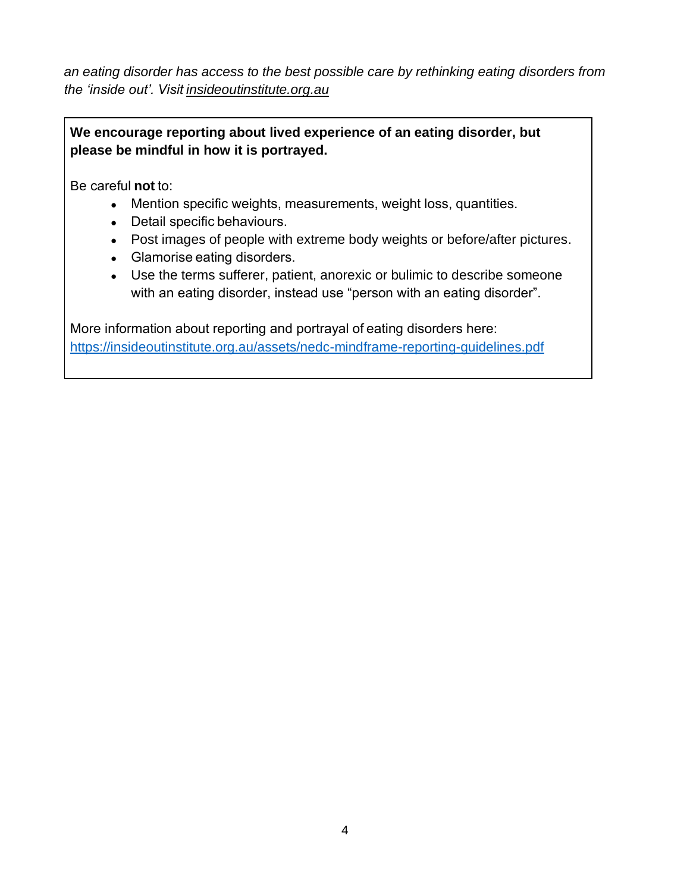*an eating disorder has access to the best possible care by rethinking eating disorders from the 'inside out'. Visit insideoutinstitute.org.au*

**We encourage reporting about lived experience of an eating disorder, but please be mindful in how it is portrayed.**

Be careful **not** to:

- Mention specific weights, measurements, weight loss, quantities.
- Detail specific behaviours.
- Post images of people with extreme body weights or before/after pictures.
- Glamorise eating disorders.
- Use the terms sufferer, patient, anorexic or bulimic to describe someone with an eating disorder, instead use "person with an eating disorder".

More information about reporting and portrayal of eating disorders here: https://insideoutinstitute.org.au/assets/nedc-mindframe-reporting-guidelines.pdf